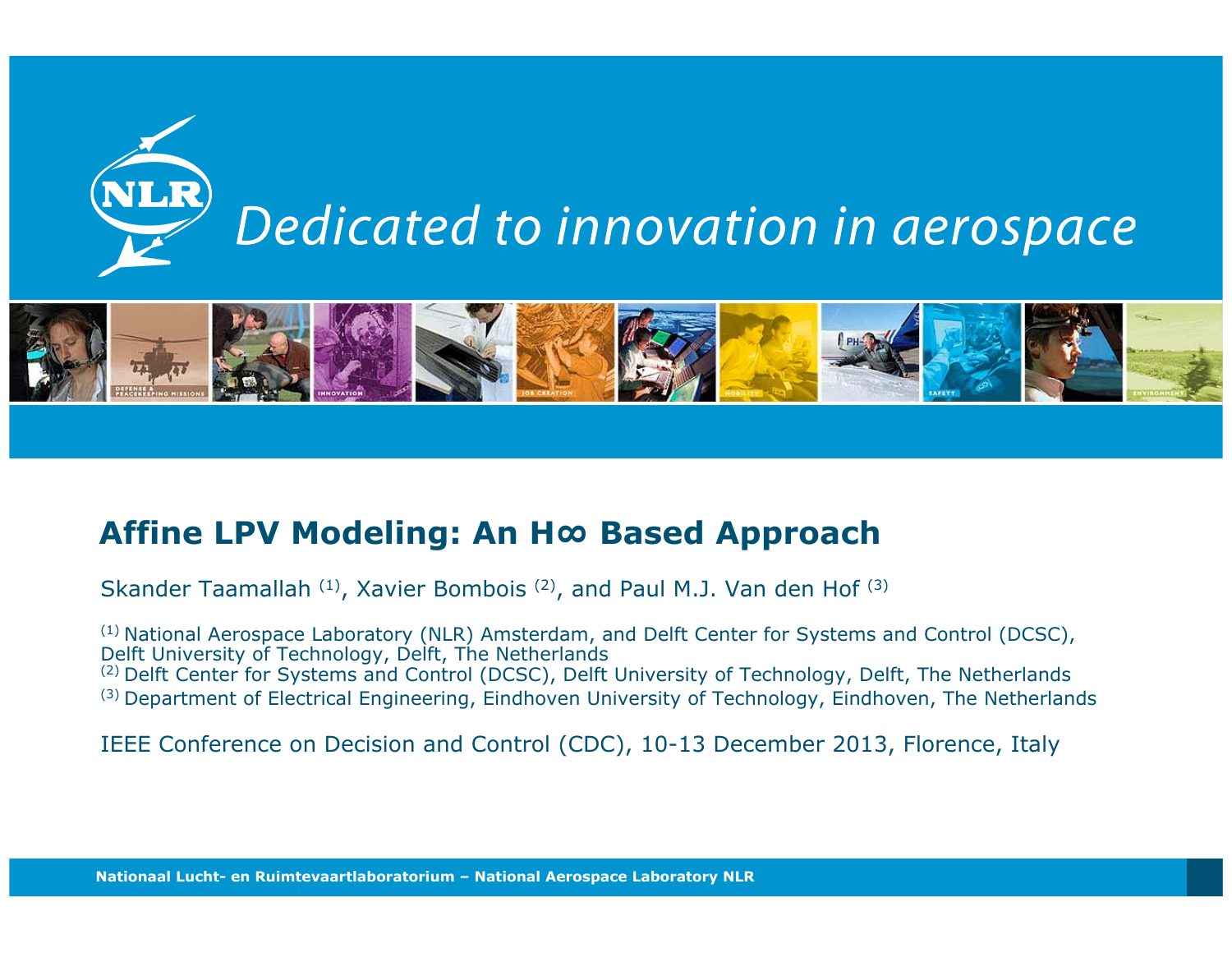*Dedicated to innovation in aerospace*

# Affine LPV Modeling: An H∞ Based Approach

Skander Taamallah [(1)], Xavier Bombois [(2)], and Paul M.J. Van den Hof [(3)]

[(1)] National Aerospace Laboratory (NLR) Amsterdam, and Delft Center for Systems and Control (DCSC), Delft University of Technology, Delft, The Netherlands
[(2)] Delft Center for Systems and Control (DCSC), Delft University of Technology, Delft, The Netherlands
[(3)] Department of Electrical Engineering, Eindhoven University of Technology, Eindhoven, The Netherlands

IEEE Conference on Decision and Control (CDC), 10-13 December 2013, Florence, Italy

**Nationaal Lucht- en Ruimtevaartlaboratorium – National Aerospace Laboratory NLR**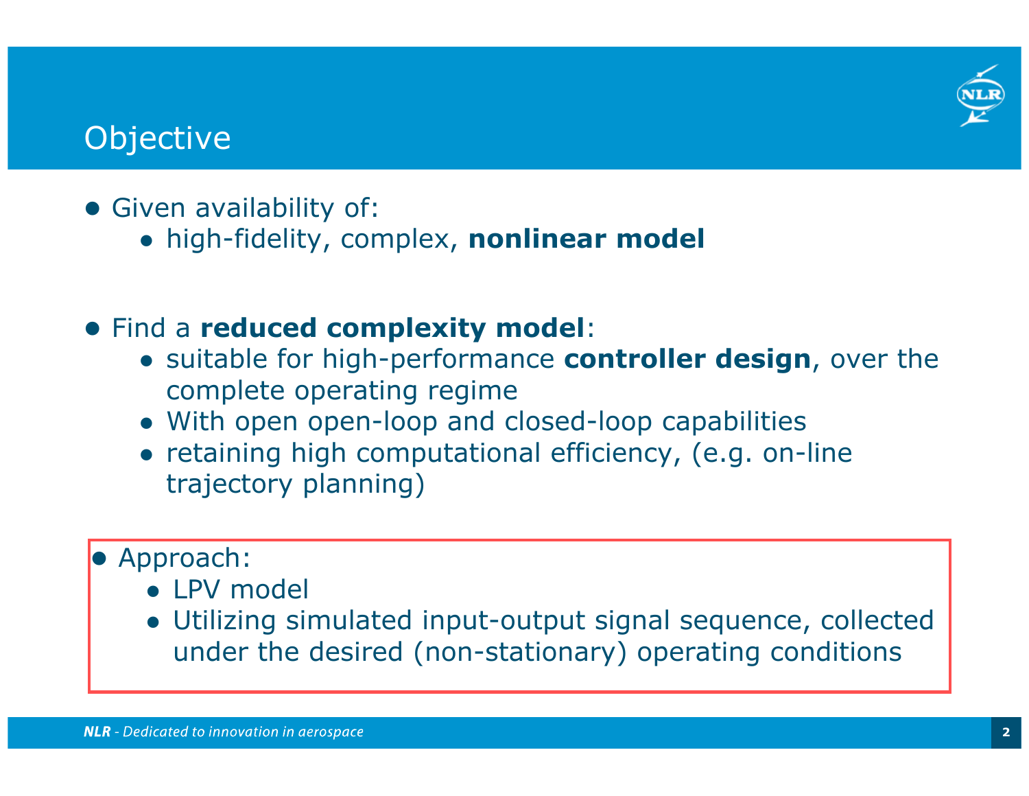# Objective

- Given availability of:
  - high-fidelity, complex, **nonlinear model**

- Find a **reduced complexity model**:
  - suitable for high-performance **controller design**, over the complete operating regime
  - With open open-loop and closed-loop capabilities
  - retaining high computational efficiency, (e.g. on-line trajectory planning)

- Approach:
  - LPV model
  - Utilizing simulated input-output signal sequence, collected under the desired (non-stationary) operating conditions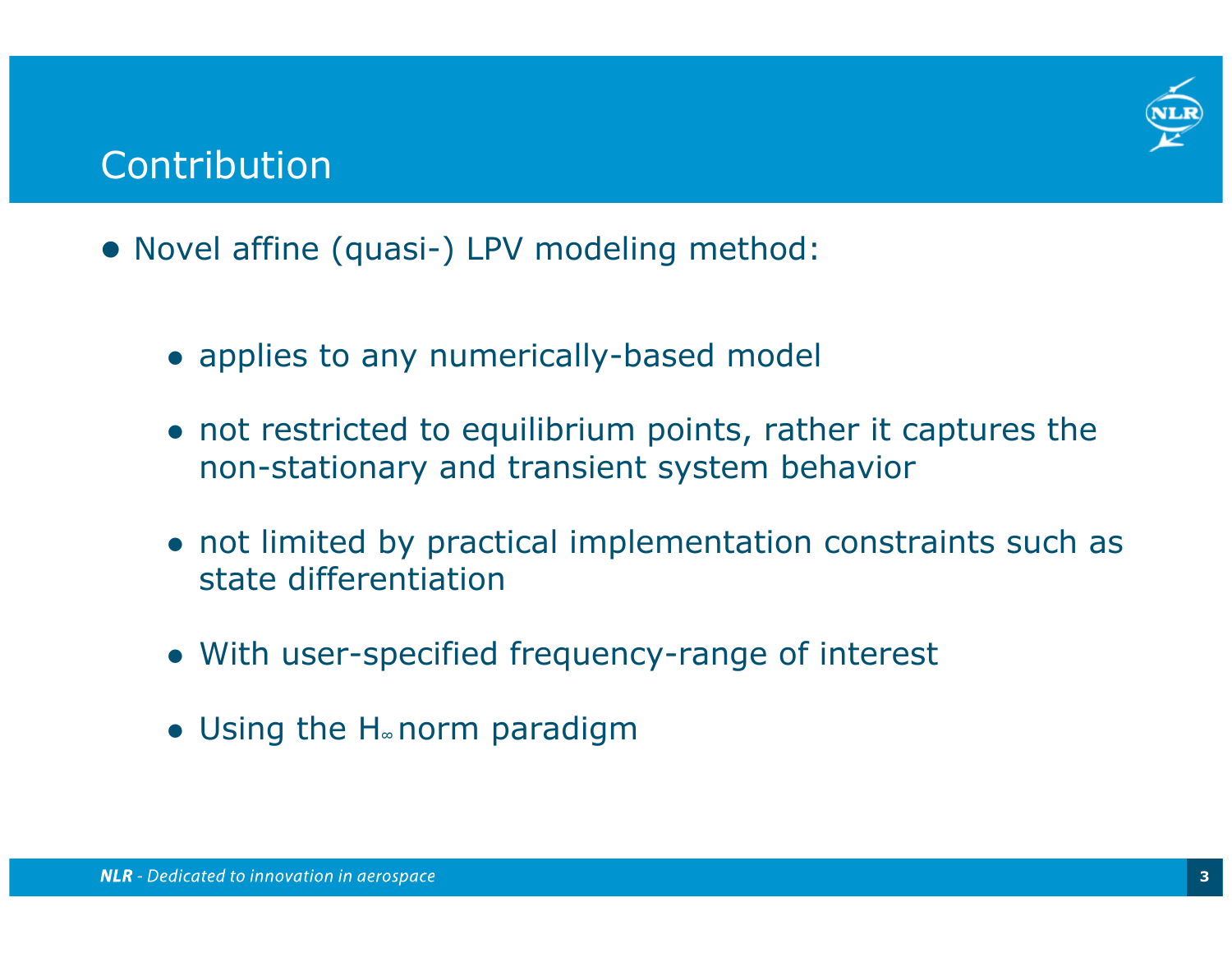# Contribution

- Novel affine (quasi-) LPV modeling method:
  - applies to any numerically-based model
  - not restricted to equilibrium points, rather it captures the non-stationary and transient system behavior
  - not limited by practical implementation constraints such as state differentiation
  - With user-specified frequency-range of interest
  - Using the $H_\infty$ norm paradigm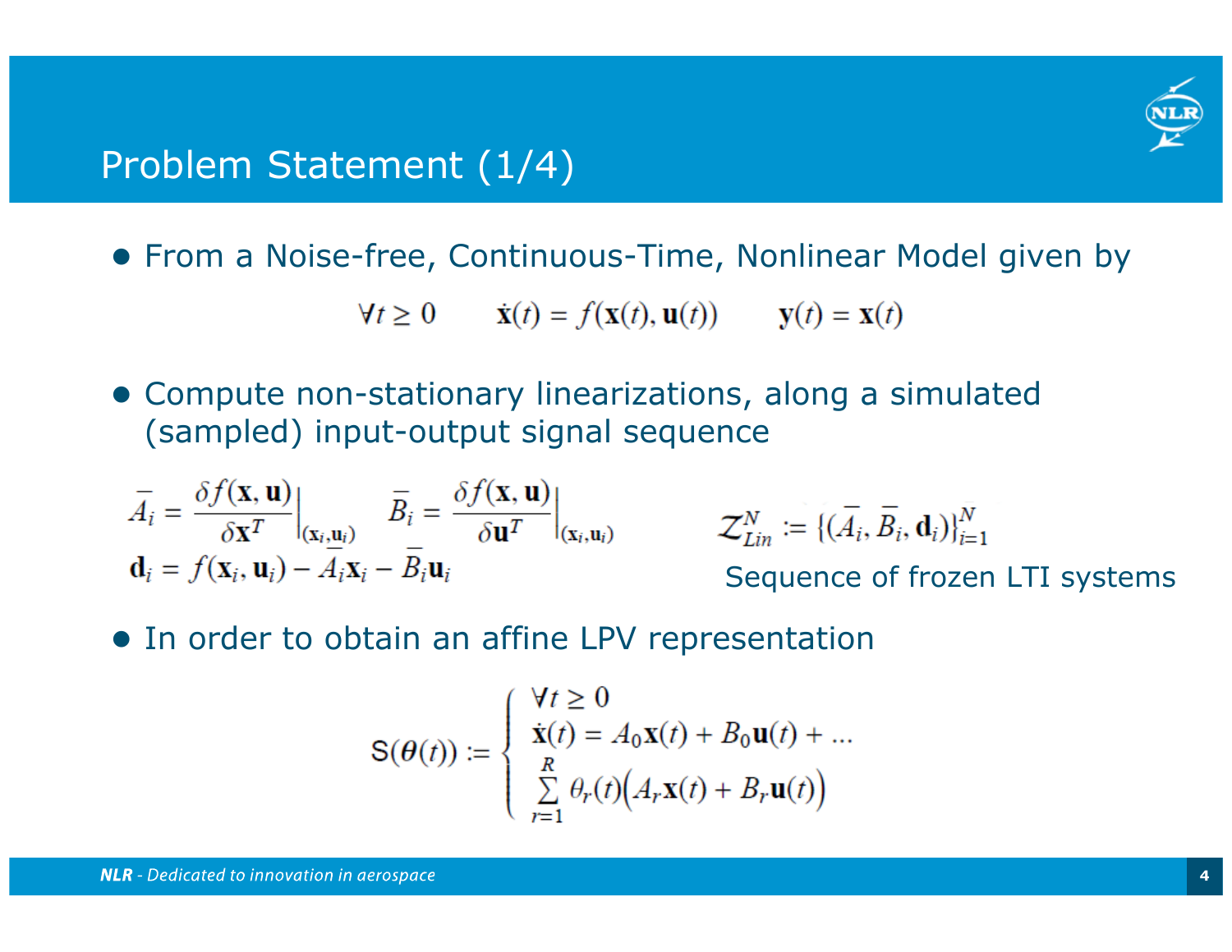# Problem Statement (1/4)

- From a Noise-free, Continuous-Time, Nonlinear Model given by

$$\forall t \geq 0 \qquad \dot{\mathbf{x}}(t) = f(\mathbf{x}(t), \mathbf{u}(t)) \qquad \mathbf{y}(t) = \mathbf{x}(t)$$

- Compute non-stationary linearizations, along a simulated (sampled) input-output signal sequence

$$\bar{A}_i = \left.\frac{\delta f(\mathbf{x}, \mathbf{u})}{\delta \mathbf{x}^T}\right|_{(\mathbf{x}_i, \mathbf{u}_i)} \qquad \bar{B}_i = \left.\frac{\delta f(\mathbf{x}, \mathbf{u})}{\delta \mathbf{u}^T}\right|_{(\mathbf{x}_i, \mathbf{u}_i)}$$

$$\mathbf{d}_i = f(\mathbf{x}_i, \mathbf{u}_i) - \bar{A}_i \mathbf{x}_i - \bar{B}_i \mathbf{u}_i$$

$$\mathcal{Z}_{Lin}^N := \{(\bar{A}_i, \bar{B}_i, \mathbf{d}_i)\}_{i=1}^N$$

Sequence of frozen LTI systems

- In order to obtain an affine LPV representation

$$\mathsf{S}(\theta(t)) := \begin{cases} \forall t \geq 0 \\ \dot{\mathbf{x}}(t) = A_0 \mathbf{x}(t) + B_0 \mathbf{u}(t) + \ldots \\ \sum_{r=1}^{R} \theta_r(t)\Big(A_r \mathbf{x}(t) + B_r \mathbf{u}(t)\Big) \end{cases}$$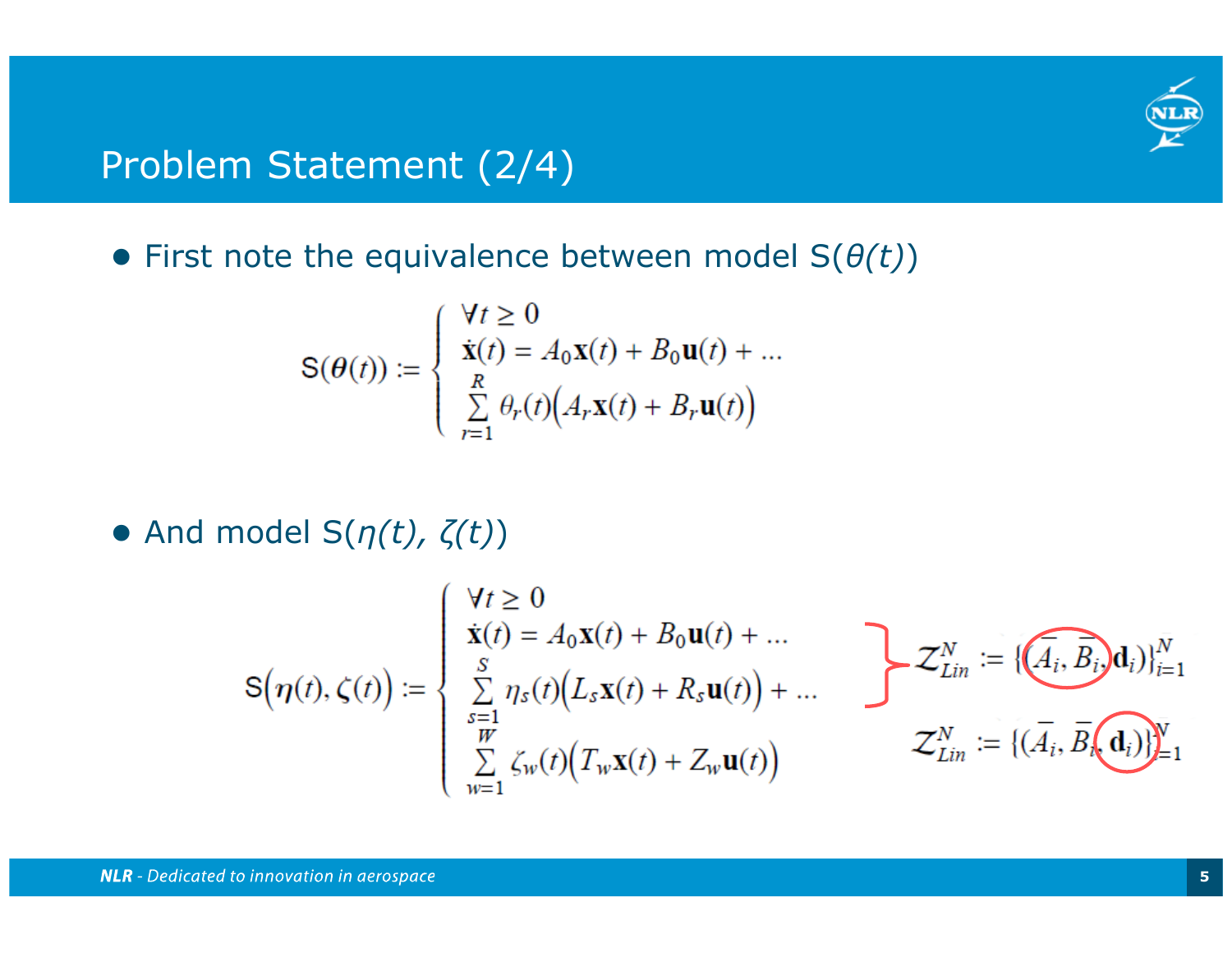# Problem Statement (2/4)

- First note the equivalence between model S(*θ(t)*)

$$
\mathsf{S}(\boldsymbol{\theta}(t)) := \begin{cases} \forall t \geq 0 \\ \dot{\mathbf{x}}(t) = A_0 \mathbf{x}(t) + B_0 \mathbf{u}(t) + \dots \\ \sum_{r=1}^{R} \theta_r(t) \Big( A_r \mathbf{x}(t) + B_r \mathbf{u}(t) \Big) \end{cases}
$$

- And model S(*η(t), ζ(t)*)

$$
\mathsf{S}\big(\boldsymbol{\eta}(t), \zeta(t)\big) := \begin{cases} \forall t \geq 0 \\ \dot{\mathbf{x}}(t) = A_0 \mathbf{x}(t) + B_0 \mathbf{u}(t) + \dots \\ \sum_{s=1}^{S} \eta_s(t) \Big( L_s \mathbf{x}(t) + R_s \mathbf{u}(t) \Big) + \dots \\ \sum_{w=1}^{W} \zeta_w(t) \Big( T_w \mathbf{x}(t) + Z_w \mathbf{u}(t) \Big) \end{cases}
$$

$$
\mathcal{Z}_{Lin}^{N} := \{(\overline{A}_i, \overline{B}_i, \mathbf{d}_i)\}_{i=1}^{N}
$$

$$
\mathcal{Z}_{Lin}^{N} := \{(\overline{A}_i, \overline{B}_i, \mathbf{d}_i)\}_{i=1}^{N}
$$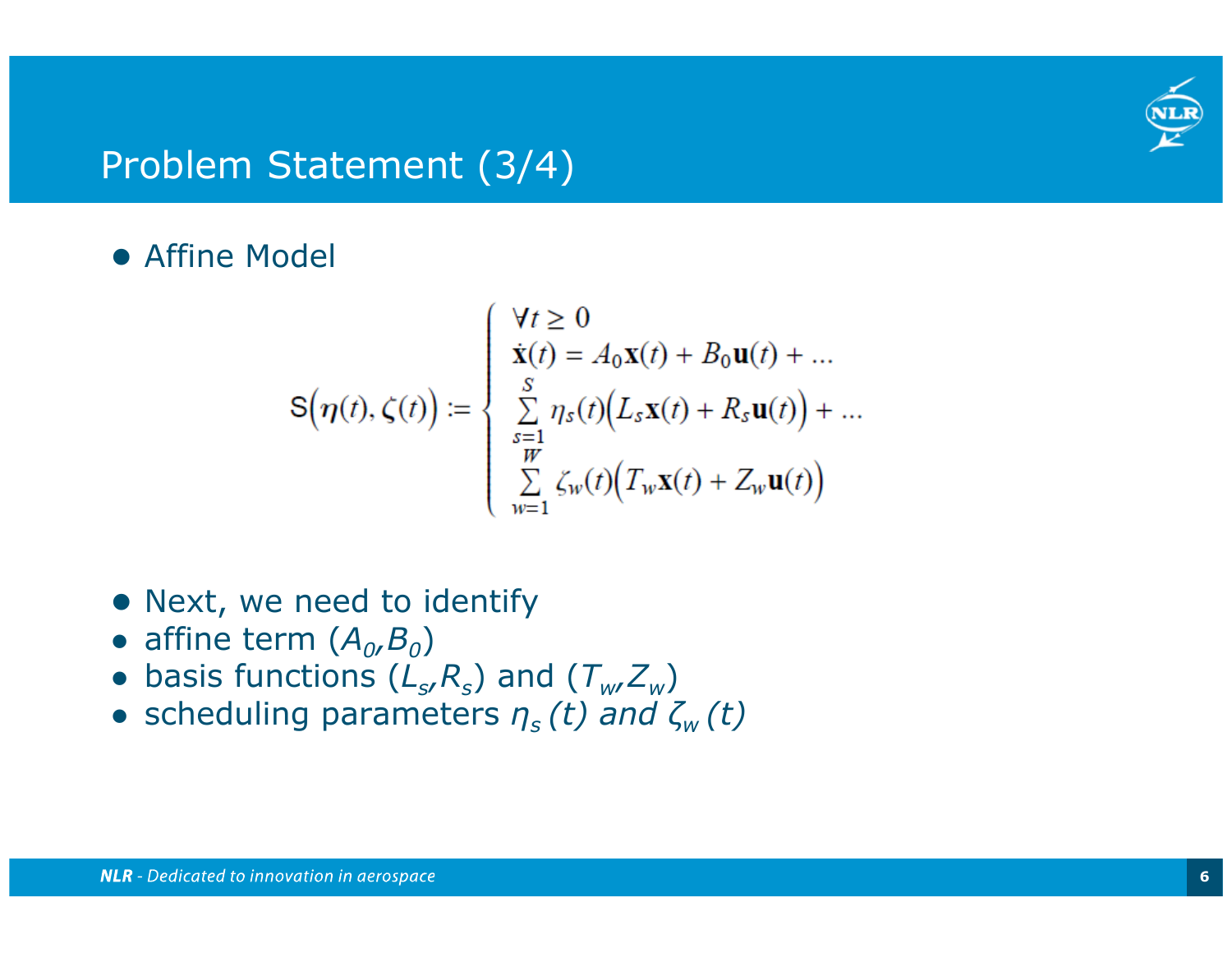# Problem Statement (3/4)

- Affine Model

$$
\mathsf{S}\big(\eta(t),\zeta(t)\big) := \begin{cases} \forall t \geq 0 \\ \dot{\mathbf{x}}(t) = A_0\mathbf{x}(t) + B_0\mathbf{u}(t) + \ldots \\ \sum_{s=1}^{S} \eta_s(t)\big(L_s\mathbf{x}(t) + R_s\mathbf{u}(t)\big) + \ldots \\ \sum_{w=1}^{W} \zeta_w(t)\big(T_w\mathbf{x}(t) + Z_w\mathbf{u}(t)\big) \end{cases}
$$

- Next, we need to identify
- affine term ($A_0$,$B_0$)
- basis functions ($L_s$,$R_s$) and ($T_w$,$Z_w$)
- scheduling parameters $\eta_s(t)$ and $\zeta_w(t)$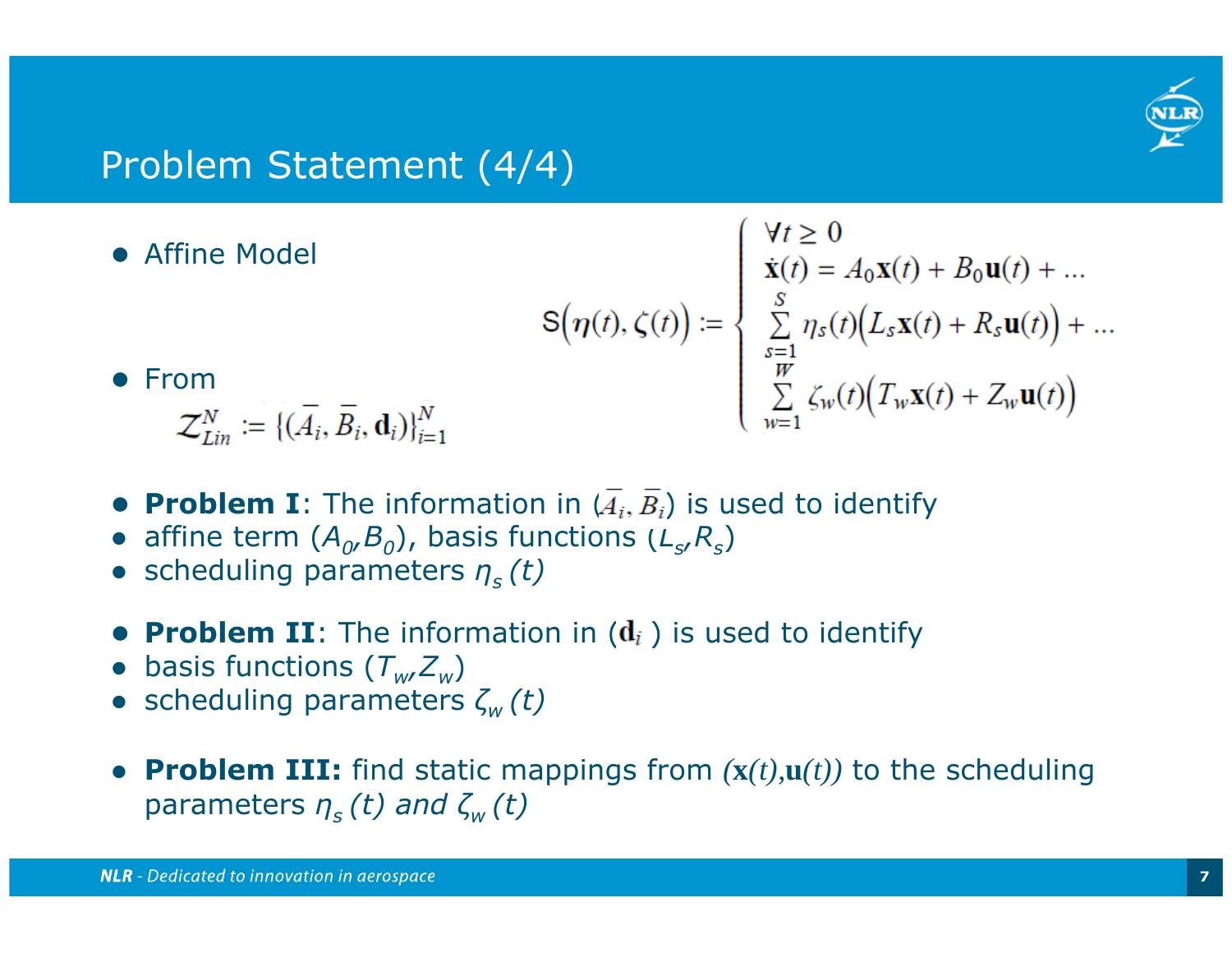# Problem Statement (4/4)

- Affine Model

$$\mathsf{S}\big(\boldsymbol{\eta}(t), \zeta(t)\big) := \begin{cases} \forall t \geq 0 \\ \dot{\mathbf{x}}(t) = A_0\mathbf{x}(t) + B_0\mathbf{u}(t) + \ldots \\ \sum_{s=1}^{S} \eta_s(t)\big(L_s\mathbf{x}(t) + R_s\mathbf{u}(t)\big) + \ldots \\ \sum_{w=1}^{W} \zeta_w(t)\big(T_w\mathbf{x}(t) + Z_w\mathbf{u}(t)\big) \end{cases}$$

- From

$$\mathcal{Z}_{Lin}^{N} := \{(\bar{A}_i, \bar{B}_i, \mathbf{d}_i)\}_{i=1}^{N}$$

- **Problem I**: The information in $(\bar{A}_i, \bar{B}_i)$ is used to identify
- affine term $(A_0, B_0)$, basis functions $(L_s, R_s)$
- scheduling parameters $\eta_s(t)$

- **Problem II**: The information in $(\mathbf{d}_i)$ is used to identify
- basis functions $(T_w, Z_w)$
- scheduling parameters $\zeta_w(t)$

- **Problem III:** find static mappings from $(\mathbf{x}(t), \mathbf{u}(t))$ to the scheduling parameters $\eta_s(t)$ and $\zeta_w(t)$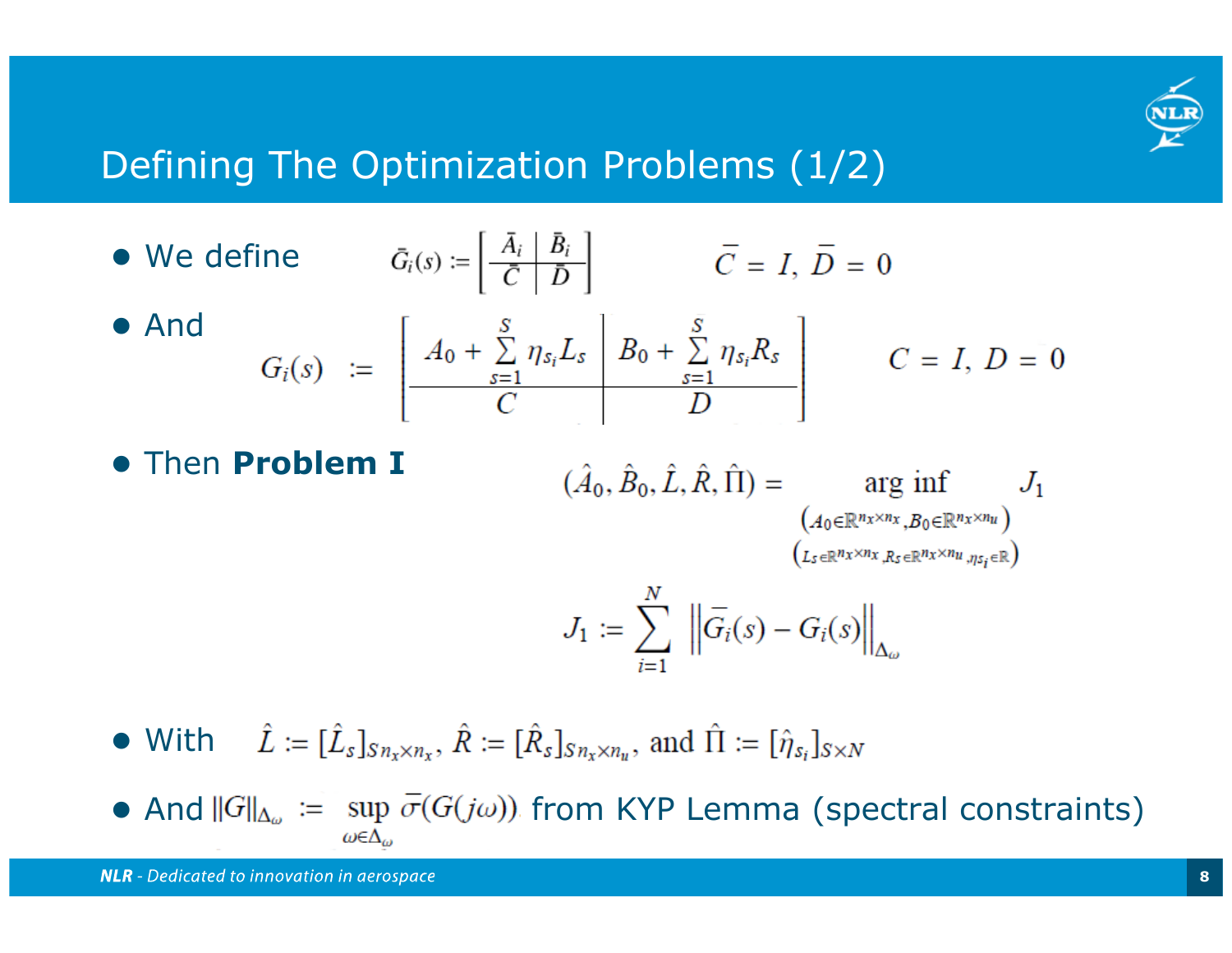# Defining The Optimization Problems (1/2)

- We define $\bar{G}_i(s) := \left[\begin{array}{c|c} \bar{A}_i & \bar{B}_i \\ \hline \bar{C} & \bar{D} \end{array}\right]$ $\quad \bar{C} = I,\ \bar{D} = 0$
- And

$$G_i(s) \;:=\; \left[\begin{array}{c|c} A_0 + \sum_{s=1}^{S} \eta_{s_i} L_s & B_0 + \sum_{s=1}^{S} \eta_{s_i} R_s \\ \hline C & D \end{array}\right] \qquad C = I,\ D = 0$$

- Then **Problem I**

$$(\hat{A}_0, \hat{B}_0, \hat{L}, \hat{R}, \hat{\Pi}) = \underset{\substack{\left(A_0 \in \mathbb{R}^{n_x \times n_x}, B_0 \in \mathbb{R}^{n_x \times n_u}\right) \\ \left(L_s \in \mathbb{R}^{n_x \times n_x}, R_s \in \mathbb{R}^{n_x \times n_u}, \eta_{s_i} \in \mathbb{R}\right)}}{\arg\inf} J_1$$

$$J_1 := \sum_{i=1}^{N} \left\| \bar{G}_i(s) - G_i(s) \right\|_{\Delta_\omega}$$

- With $\hat{L} := [\hat{L}_s]_{S n_x \times n_x}$, $\hat{R} := [\hat{R}_s]_{S n_x \times n_u}$, and $\hat{\Pi} := [\hat{\eta}_{s_i}]_{S \times N}$
- And $\|G\|_{\Delta_\omega} := \sup_{\omega \in \Delta_\omega} \bar{\sigma}(G(j\omega))$ from KYP Lemma (spectral constraints)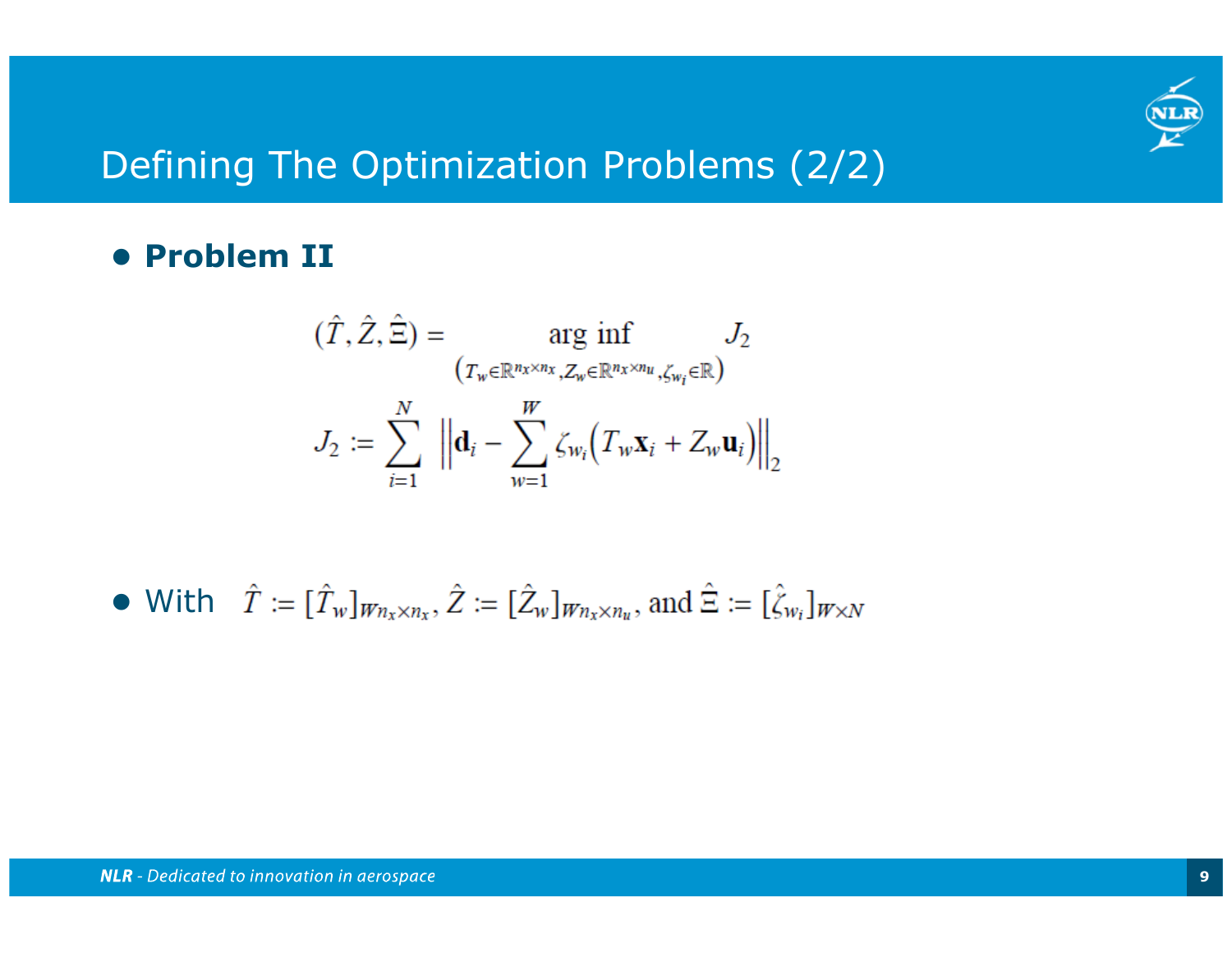# Defining The Optimization Problems (2/2)

- **Problem II**

$$(\hat{T}, \hat{Z}, \hat{\Xi}) = \underset{\left(T_w \in \mathbb{R}^{n_x \times n_x}, Z_w \in \mathbb{R}^{n_x \times n_u}, \zeta_{w_i} \in \mathbb{R}\right)}{\arg\inf} J_2$$

$$J_2 := \sum_{i=1}^{N} \left\| \mathbf{d}_i - \sum_{w=1}^{W} \zeta_{w_i} \left( T_w \mathbf{x}_i + Z_w \mathbf{u}_i \right) \right\|_2$$

- With $\hat{T} := [\hat{T}_w]_{Wn_x \times n_x}$, $\hat{Z} := [\hat{Z}_w]_{Wn_x \times n_u}$, and $\hat{\Xi} := [\hat{\zeta}_{w_i}]_{W \times N}$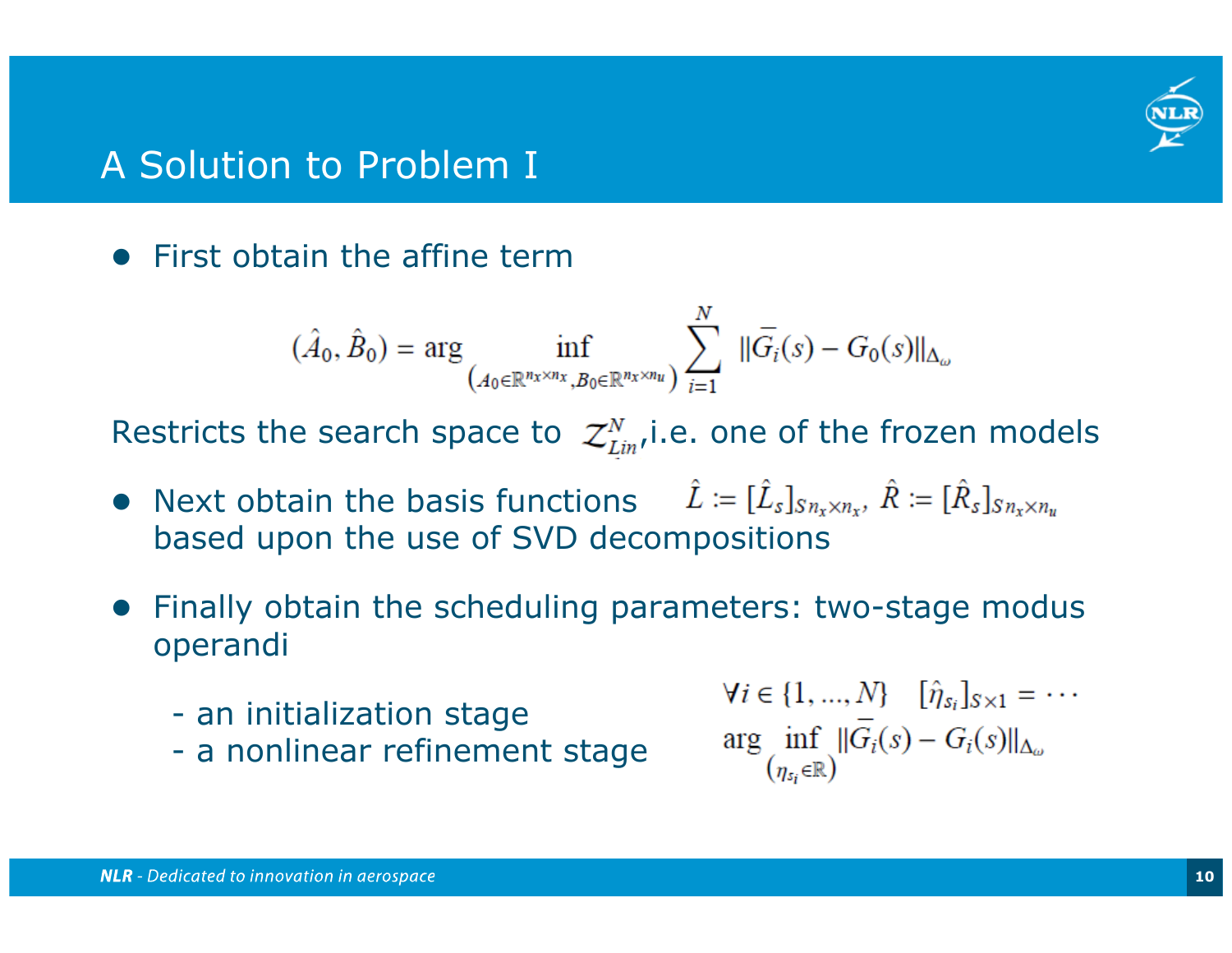# A Solution to Problem I

- First obtain the affine term

$$(\hat{A}_0, \hat{B}_0) = \arg \inf_{\left(A_0 \in \mathbb{R}^{n_x \times n_x}, B_0 \in \mathbb{R}^{n_x \times n_u}\right)} \sum_{i=1}^{N} \|\overline{G}_i(s) - G_0(s)\|_{\Delta_\omega}$$

Restricts the search space to $\mathcal{Z}_{Lin}^{N}$, i.e. one of the frozen models

- Next obtain the basis functions $\hat{L} := [\hat{L}_s]_{S n_x \times n_x}$, $\hat{R} := [\hat{R}_s]_{S n_x \times n_u}$ based upon the use of SVD decompositions

- Finally obtain the scheduling parameters: two-stage modus operandi

  - an initialization stage
  - a nonlinear refinement stage

$$\forall i \in \{1, ..., N\} \quad [\hat{\eta}_{s_i}]_{S \times 1} = \cdots$$
$$\arg \inf_{\left(\eta_{s_i} \in \mathbb{R}\right)} \|\overline{G}_i(s) - G_i(s)\|_{\Delta_\omega}$$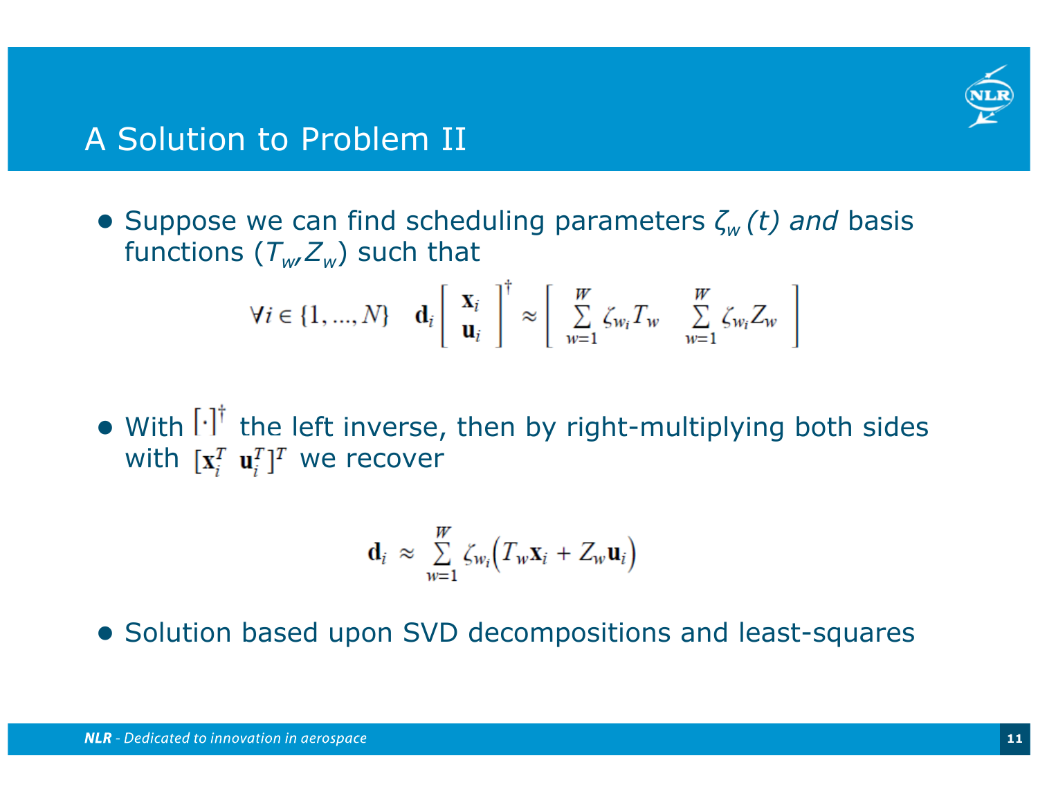# A Solution to Problem II

- Suppose we can find scheduling parameters $\zeta_w(t)$ *and* basis functions $(T_w, Z_w)$ such that

$$\forall i \in \{1, \ldots, N\} \quad \mathbf{d}_i \begin{bmatrix} \mathbf{x}_i \\ \mathbf{u}_i \end{bmatrix}^{\dagger} \approx \begin{bmatrix} \sum_{w=1}^{W} \zeta_{w_i} T_w & \sum_{w=1}^{W} \zeta_{w_i} Z_w \end{bmatrix}$$

- With $[\cdot]^{\dagger}$ the left inverse, then by right-multiplying both sides with $[\mathbf{x}_i^T \ \ \mathbf{u}_i^T]^T$ we recover

$$\mathbf{d}_i \approx \sum_{w=1}^{W} \zeta_{w_i} \left( T_w \mathbf{x}_i + Z_w \mathbf{u}_i \right)$$

- Solution based upon SVD decompositions and least-squares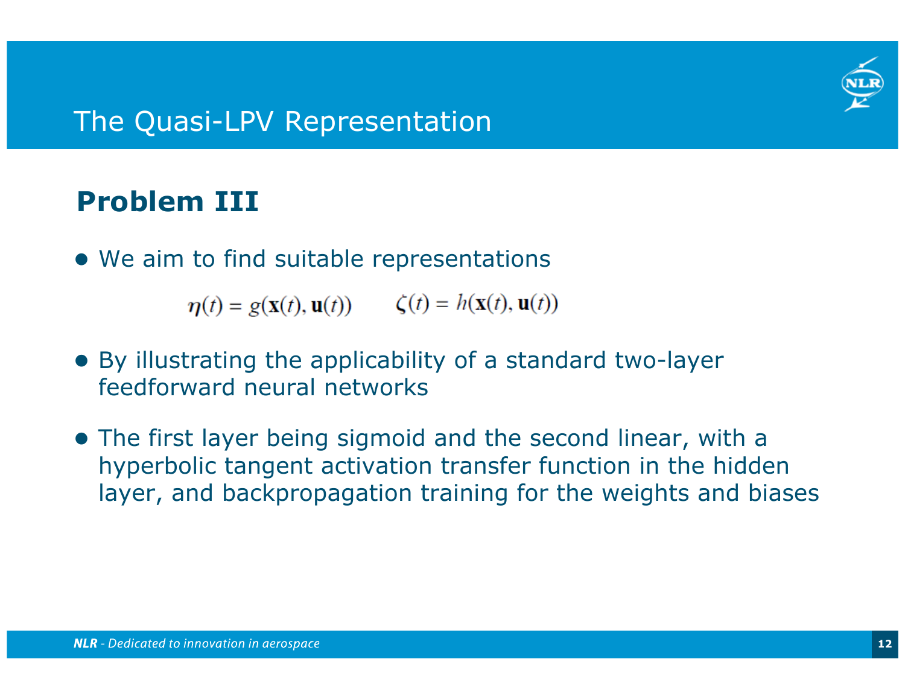# The Quasi-LPV Representation

## Problem III

- We aim to find suitable representations

$$\boldsymbol{\eta}(t) = g(\mathbf{x}(t), \mathbf{u}(t)) \qquad \boldsymbol{\zeta}(t) = h(\mathbf{x}(t), \mathbf{u}(t))$$

- By illustrating the applicability of a standard two-layer feedforward neural networks
- The first layer being sigmoid and the second linear, with a hyperbolic tangent activation transfer function in the hidden layer, and backpropagation training for the weights and biases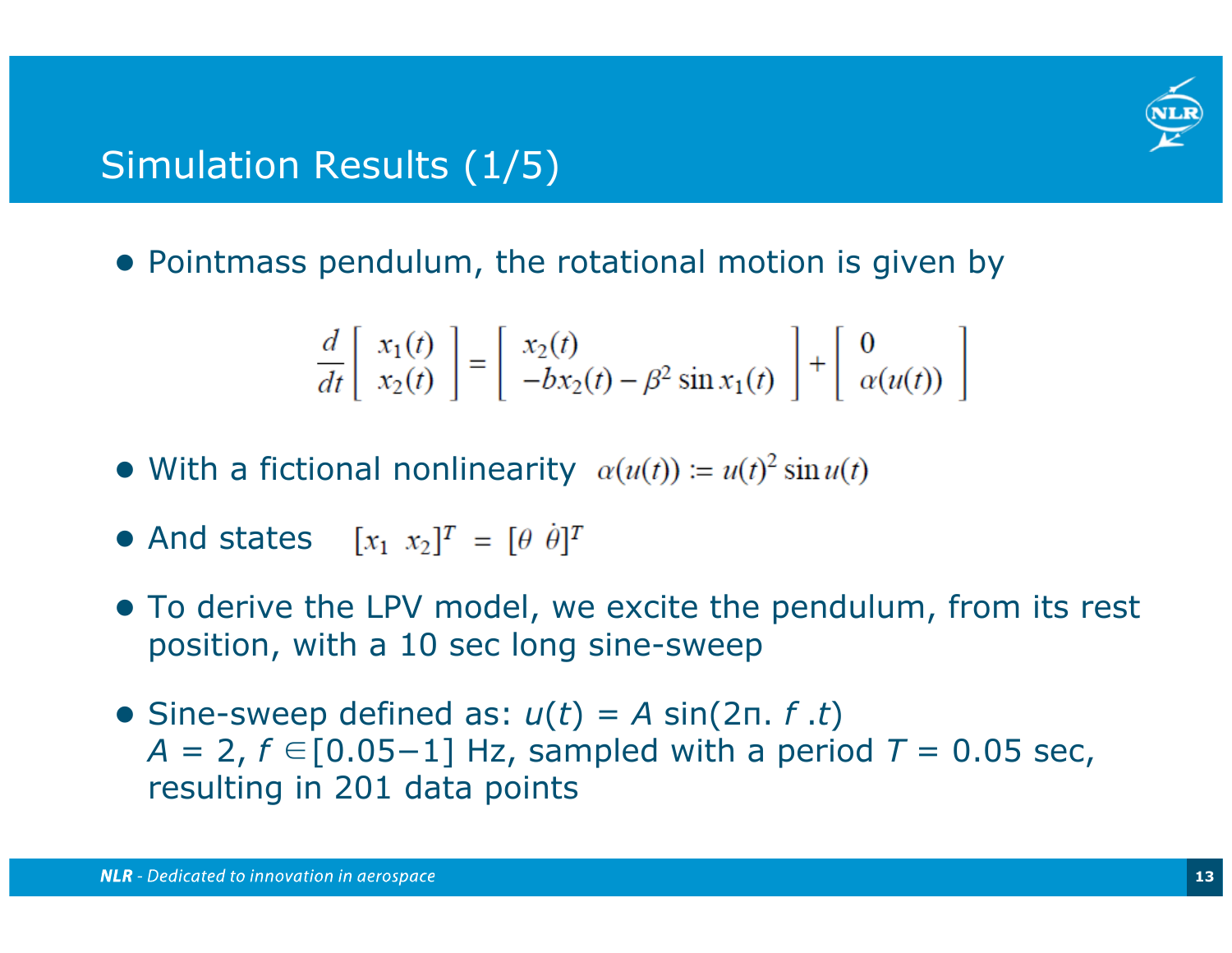# Simulation Results (1/5)

- Pointmass pendulum, the rotational motion is given by

$$\frac{d}{dt}\begin{bmatrix} x_1(t) \\ x_2(t) \end{bmatrix} = \begin{bmatrix} x_2(t) \\ -bx_2(t) - \beta^2 \sin x_1(t) \end{bmatrix} + \begin{bmatrix} 0 \\ \alpha(u(t)) \end{bmatrix}$$

- With a fictional nonlinearity $\alpha(u(t)) := u(t)^2 \sin u(t)$
- And states $[x_1 \;\; x_2]^T = [\theta \;\; \dot{\theta}]^T$
- To derive the LPV model, we excite the pendulum, from its rest position, with a 10 sec long sine-sweep
- Sine-sweep defined as: $u(t) = A \sin(2\pi . f . t)$
  $A = 2$, $f \in [0.05 - 1]$ Hz, sampled with a period $T = 0.05$ sec, resulting in 201 data points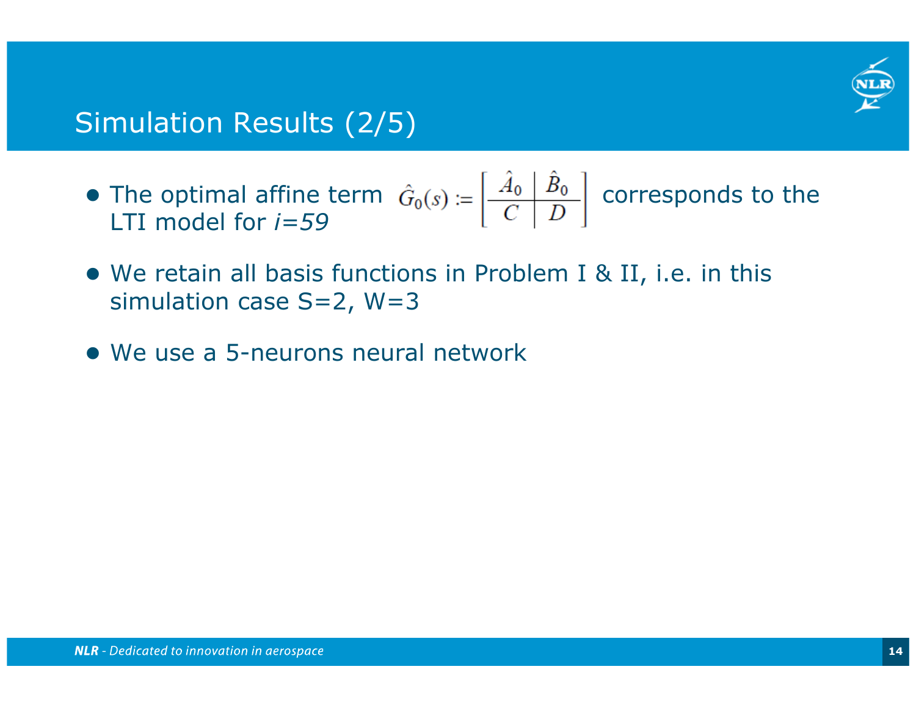# Simulation Results (2/5)

- The optimal affine term $\hat{G}_0(s) := \left[\begin{array}{c|c} \hat{A}_0 & \hat{B}_0 \\ \hline C & D \end{array}\right]$ corresponds to the LTI model for *i=59*
- We retain all basis functions in Problem I & II, i.e. in this simulation case S=2, W=3
- We use a 5-neurons neural network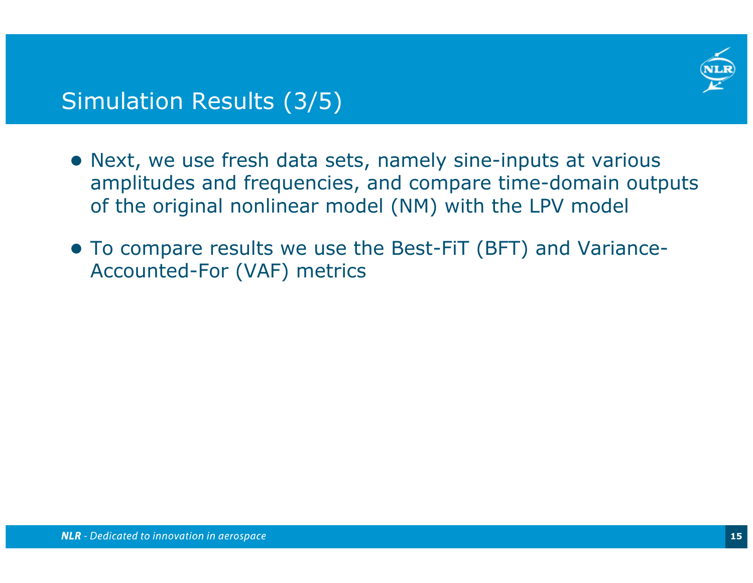# Simulation Results (3/5)

- Next, we use fresh data sets, namely sine-inputs at various amplitudes and frequencies, and compare time-domain outputs of the original nonlinear model (NM) with the LPV model
- To compare results we use the Best-FiT (BFT) and Variance-Accounted-For (VAF) metrics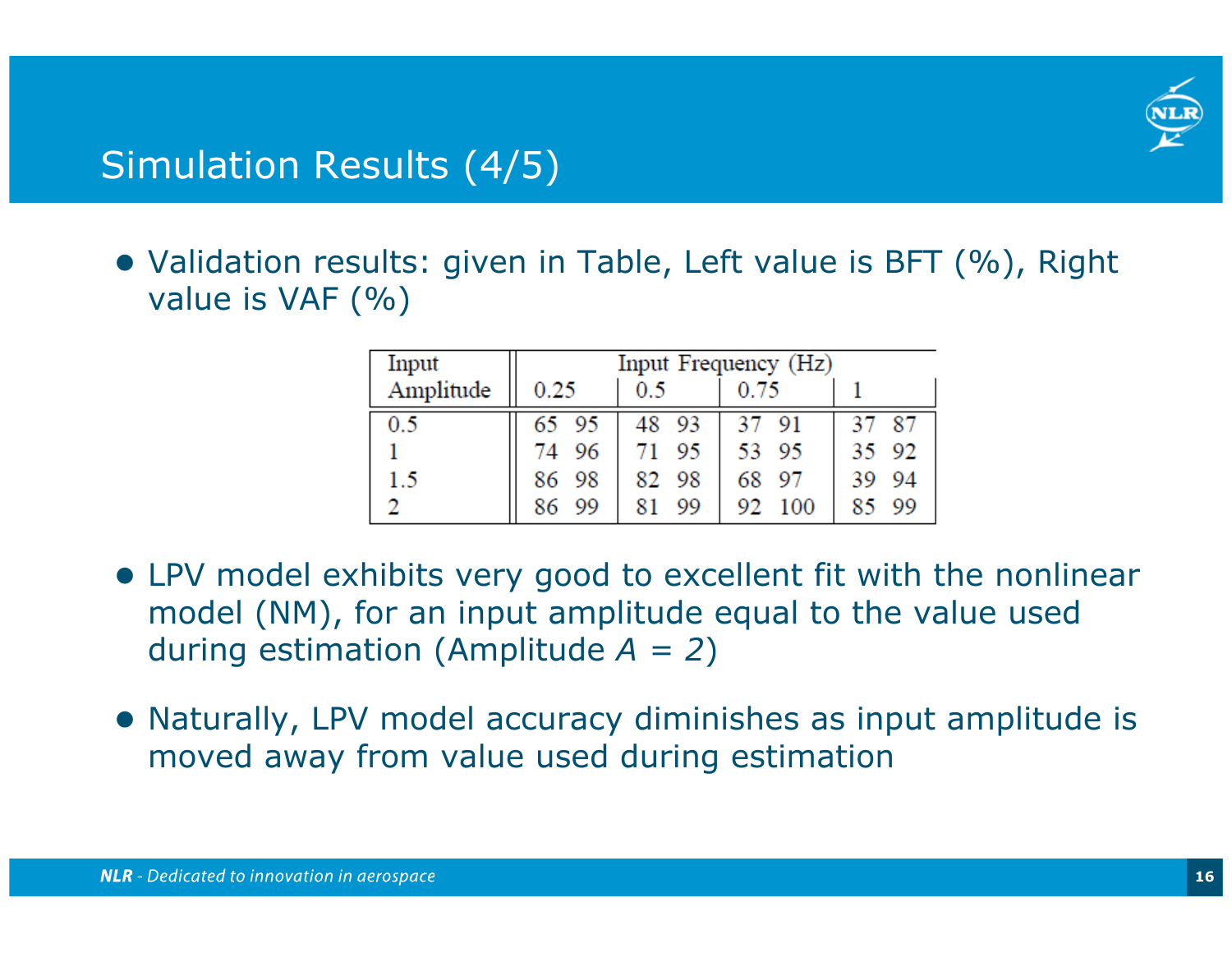# Simulation Results (4/5)

- Validation results: given in Table, Left value is BFT (%), Right value is VAF (%)

| Input Amplitude | Input Frequency (Hz) | | | |
|---|---|---|---|---|
| | 0.25 | 0.5 | 0.75 | 1 |
| 0.5 | 65 95 | 48 93 | 37 91 | 37 87 |
| 1 | 74 96 | 71 95 | 53 95 | 35 92 |
| 1.5 | 86 98 | 82 98 | 68 97 | 39 94 |
| 2 | 86 99 | 81 99 | 92 100 | 85 99 |

- LPV model exhibits very good to excellent fit with the nonlinear model (NM), for an input amplitude equal to the value used during estimation (Amplitude $A = 2$)
- Naturally, LPV model accuracy diminishes as input amplitude is moved away from value used during estimation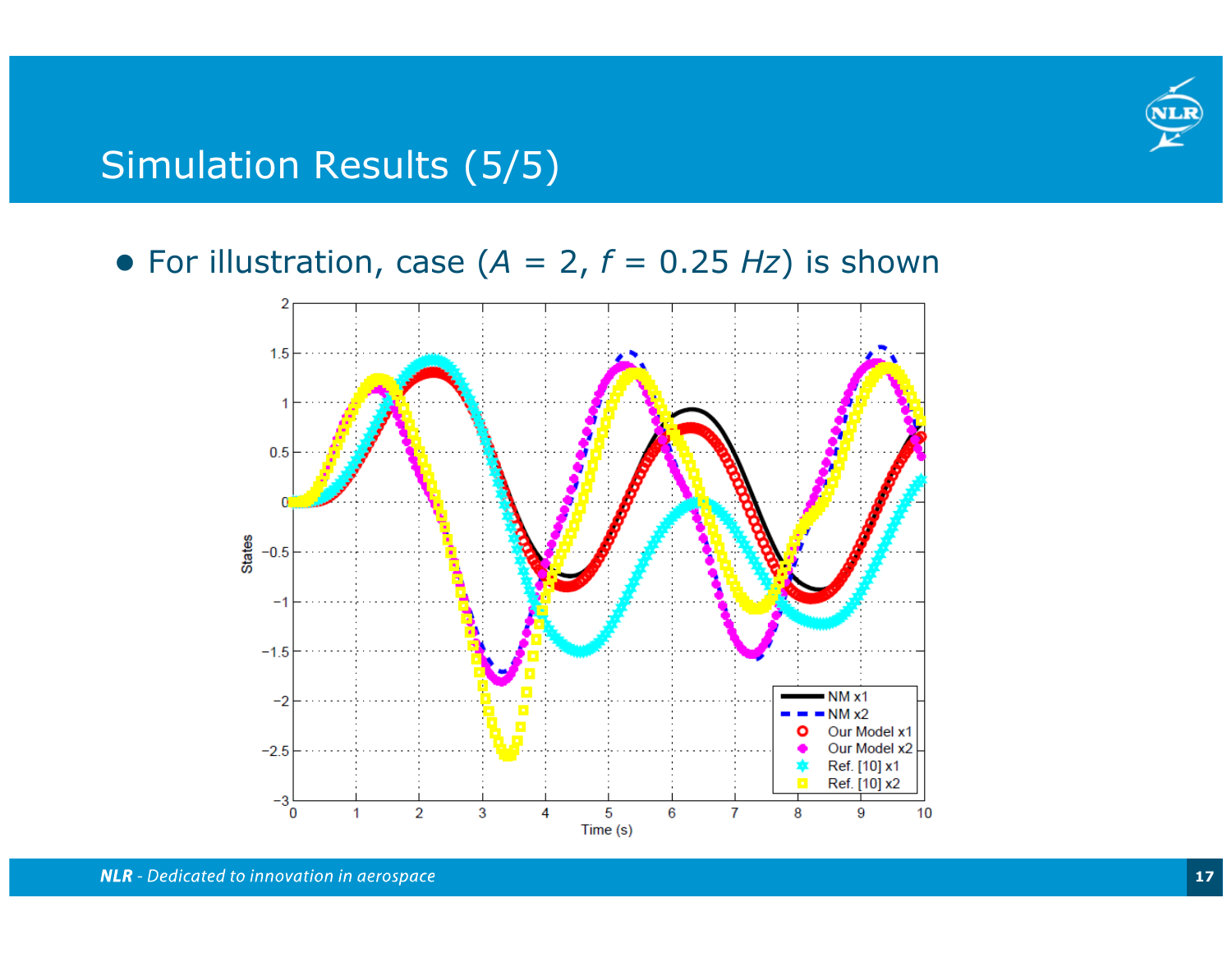# Simulation Results (5/5)

- For illustration, case ($A$ = 2, $f$ = 0.25 $Hz$) is shown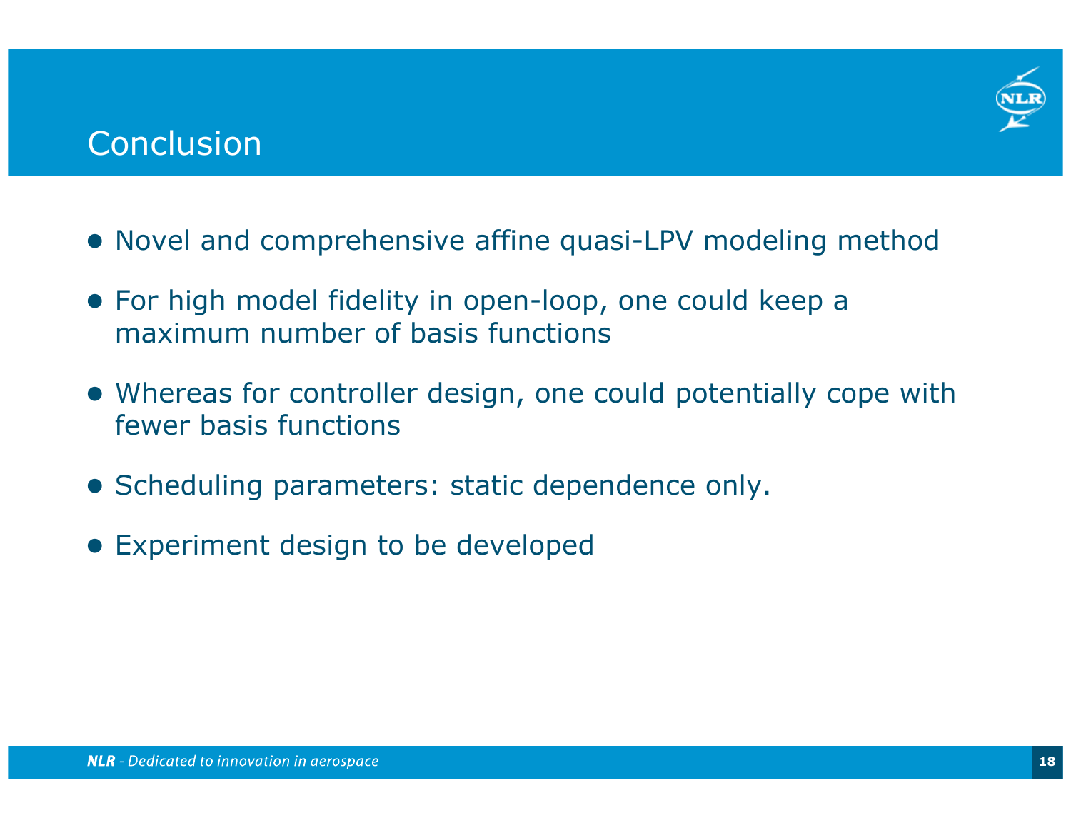# Conclusion

- Novel and comprehensive affine quasi-LPV modeling method
- For high model fidelity in open-loop, one could keep a maximum number of basis functions
- Whereas for controller design, one could potentially cope with fewer basis functions
- Scheduling parameters: static dependence only.
- Experiment design to be developed